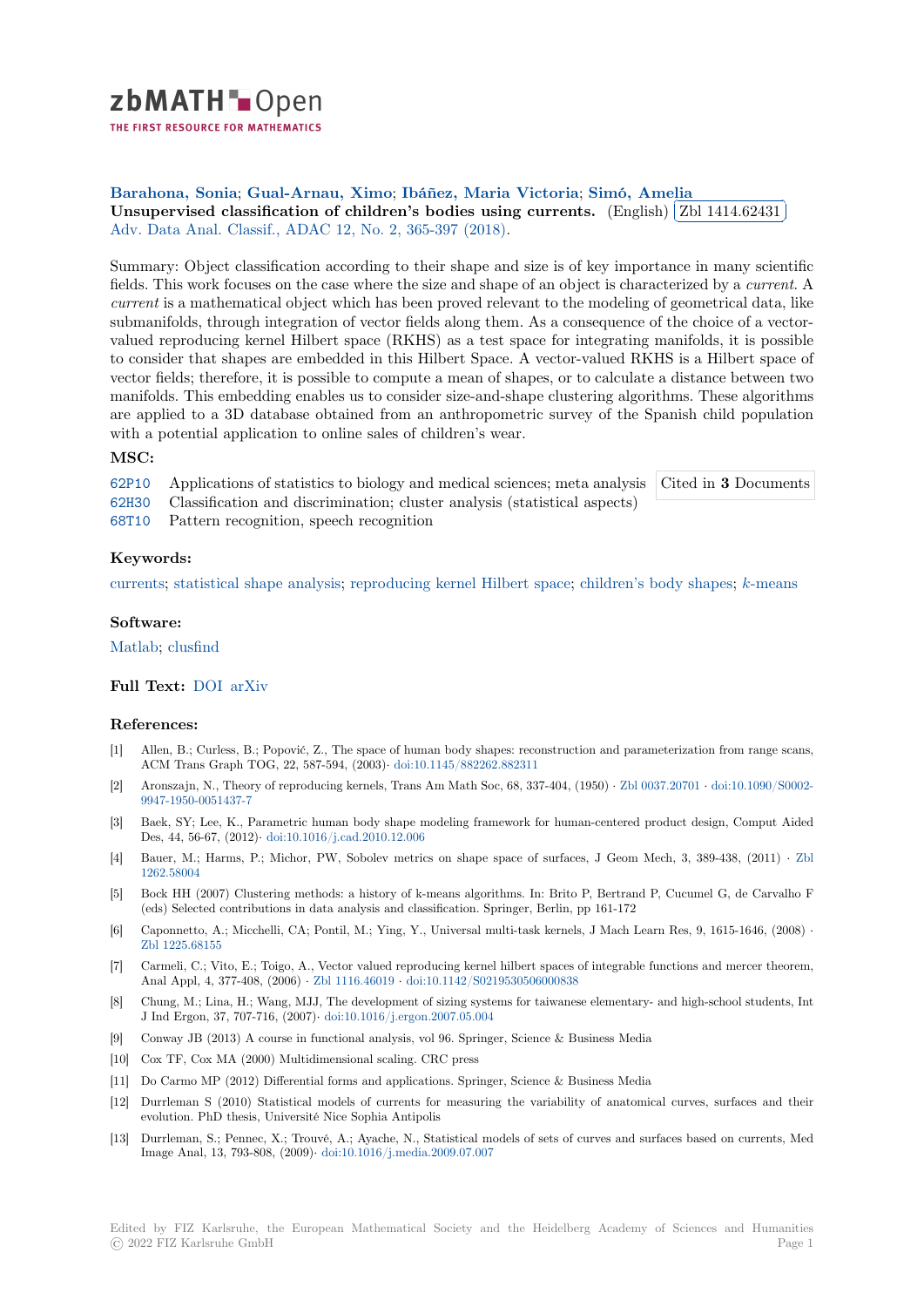**Barahona, Sonia; Gual-Arnau, Ximo; Ibáñez, Maria Victoria; Simó, Amelia**

**Unsupervised classification of children's bodies using currents.** (English) Zbl 1414.62431

Adv. Data Anal. Classif., ADAC 12, No. 2, 365-397 (2018).

Summary: Object classification according to their shape and size is of key importance in many scientific fields. This work focuses on the case where the size and shape of an object is characterized by a *current*. A *current* is a mathematical object which has been proved relevant to the modeling of geometrical data, like submanifolds, through integration of vector fields along them. As a consequence of the choice of a vector-valued reproducing kernel Hilbert space (RKHS) as a test space for integrating manifolds, it is possible to consider that shapes are embedded in this Hilbert Space. A vector-valued RKHS is a Hilbert space of vector fields; therefore, it is possible to compute a mean of shapes, or to calculate a distance between two manifolds. This embedding enables us to consider size-and-shape clustering algorithms. These algorithms are applied to a 3D database obtained from an anthropometric survey of the Spanish child population with a potential application to online sales of children's wear.

## MSC:

62P10 Applications of statistics to biology and medical sciences; meta analysis

62H30 Classification and discrimination; cluster analysis (statistical aspects)

68T10 Pattern recognition, speech recognition

Cited in **3** Documents

## Keywords:

currents; statistical shape analysis; reproducing kernel Hilbert space; children's body shapes; $k$-means

## Software:

Matlab; clusfind

**Full Text:** DOI arXiv

## References:

[1] Allen, B.; Curless, B.; Popović, Z., The space of human body shapes: reconstruction and parameterization from range scans, ACM Trans Graph TOG, 22, 587-594, (2003)· doi:10.1145/882262.882311

[2] Aronszajn, N., Theory of reproducing kernels, Trans Am Math Soc, 68, 337-404, (1950) · Zbl 0037.20701 · doi:10.1090/S0002-9947-1950-0051437-7

[3] Baek, SY; Lee, K., Parametric human body shape modeling framework for human-centered product design, Comput Aided Des, 44, 56-67, (2012)· doi:10.1016/j.cad.2010.12.006

[4] Bauer, M.; Harms, P.; Michor, PW, Sobolev metrics on shape space of surfaces, J Geom Mech, 3, 389-438, (2011) · Zbl 1262.58004

[5] Bock HH (2007) Clustering methods: a history of k-means algorithms. In: Brito P, Bertrand P, Cucumel G, de Carvalho F (eds) Selected contributions in data analysis and classification. Springer, Berlin, pp 161-172

[6] Caponnetto, A.; Micchelli, CA; Pontil, M.; Ying, Y., Universal multi-task kernels, J Mach Learn Res, 9, 1615-1646, (2008) · Zbl 1225.68155

[7] Carmeli, C.; Vito, E.; Toigo, A., Vector valued reproducing kernel hilbert spaces of integrable functions and mercer theorem, Anal Appl, 4, 377-408, (2006) · Zbl 1116.46019 · doi:10.1142/S0219530506000838

[8] Chung, M.; Lina, H.; Wang, MJJ, The development of sizing systems for taiwanese elementary- and high-school students, Int J Ind Ergon, 37, 707-716, (2007)· doi:10.1016/j.ergon.2007.05.004

[9] Conway JB (2013) A course in functional analysis, vol 96. Springer, Science & Business Media

[10] Cox TF, Cox MA (2000) Multidimensional scaling. CRC press

[11] Do Carmo MP (2012) Differential forms and applications. Springer, Science & Business Media

[12] Durrleman S (2010) Statistical models of currents for measuring the variability of anatomical curves, surfaces and their evolution. PhD thesis, Université Nice Sophia Antipolis

[13] Durrleman, S.; Pennec, X.; Trouvé, A.; Ayache, N., Statistical models of sets of curves and surfaces based on currents, Med Image Anal, 13, 793-808, (2009)· doi:10.1016/j.media.2009.07.007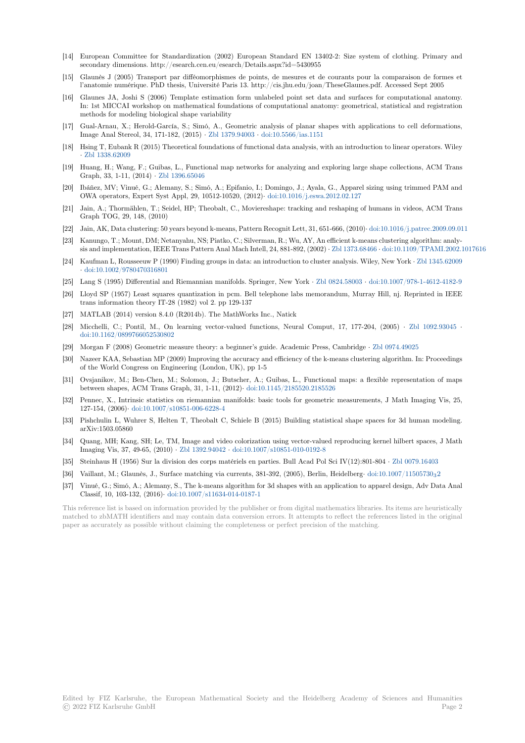[14] European Committee for Standardization (2002) European Standard EN 13402-2: Size system of clothing. Primary and secondary dimensions. http://esearch.cen.eu/esearch/Details.aspx?id=5430955

[15] Glaunès J (2005) Transport par difféomorphismes de points, de mesures et de courants pour la comparaison de formes et l'anatomie numérique. PhD thesis, Université Paris 13. http://cis.jhu.edu/joan/TheseGlaunes.pdf. Accessed Sept 2005

[16] Glaunes JA, Joshi S (2006) Template estimation form unlabeled point set data and surfaces for computational anatomy. In: 1st MICCAI workshop on mathematical foundations of computational anatomy: geometrical, statistical and registration methods for modeling biological shape variability

[17] Gual-Arnau, X.; Herold-García, S.; Simó, A., Geometric analysis of planar shapes with applications to cell deformations, Image Anal Stereol, 34, 171-182, (2015) · Zbl 1379.94003 · doi:10.5566/ias.1151

[18] Hsing T, Eubank R (2015) Theoretical foundations of functional data analysis, with an introduction to linear operators. Wiley · Zbl 1338.62009

[19] Huang, H.; Wang, F.; Guibas, L., Functional map networks for analyzing and exploring large shape collections, ACM Trans Graph, 33, 1-11, (2014) · Zbl 1396.65046

[20] Ibáñez, MV; Vinué, G.; Alemany, S.; Simó, A.; Epifanio, I.; Domingo, J.; Ayala, G., Apparel sizing using trimmed PAM and OWA operators, Expert Syst Appl, 29, 10512-10520, (2012)· doi:10.1016/j.eswa.2012.02.127

[21] Jain, A.; Thormählen, T.; Seidel, HP; Theobalt, C., Moviereshape: tracking and reshaping of humans in videos, ACM Trans Graph TOG, 29, 148, (2010)

[22] Jain, AK, Data clustering: 50 years beyond k-means, Pattern Recognit Lett, 31, 651-666, (2010)· doi:10.1016/j.patrec.2009.09.011

[23] Kanungo, T.; Mount, DM; Netanyahu, NS; Piatko, C.; Silverman, R.; Wu, AY, An efficient k-means clustering algorithm: analysis and implementation, IEEE Trans Pattern Anal Mach Intell, 24, 881-892, (2002) · Zbl 1373.68466 · doi:10.1109/TPAMI.2002.1017616

[24] Kaufman L, Rousseeuw P (1990) Finding groups in data: an introduction to cluster analysis. Wiley, New York · Zbl 1345.62009 · doi:10.1002/9780470316801

[25] Lang S (1995) Differential and Riemannian manifolds. Springer, New York · Zbl 0824.58003 · doi:10.1007/978-1-4612-4182-9

[26] Lloyd SP (1957) Least squares quantization in pcm. Bell telephone labs memorandum, Murray Hill, nj. Reprinted in IEEE trans information theory IT-28 (1982) vol 2. pp 129-137

[27] MATLAB (2014) version 8.4.0 (R2014b). The MathWorks Inc., Natick

[28] Micchelli, C.; Pontil, M., On learning vector-valued functions, Neural Comput, 17, 177-204, (2005) · Zbl 1092.93045 · doi:10.1162/0899766052530802

[29] Morgan F (2008) Geometric measure theory: a beginner's guide. Academic Press, Cambridge · Zbl 0974.49025

[30] Nazeer KAA, Sebastian MP (2009) Improving the accuracy and efficiency of the k-means clustering algorithm. In: Proceedings of the World Congress on Engineering (London, UK), pp 1-5

[31] Ovsjanikov, M.; Ben-Chen, M.; Solomon, J.; Butscher, A.; Guibas, L., Functional maps: a flexible representation of maps between shapes, ACM Trans Graph, 31, 1-11, (2012)· doi:10.1145/2185520.2185526

[32] Pennec, X., Intrinsic statistics on riemannian manifolds: basic tools for geometric measurements, J Math Imaging Vis, 25, 127-154, (2006)· doi:10.1007/s10851-006-6228-4

[33] Pishchulin L, Wuhrer S, Helten T, Theobalt C, Schiele B (2015) Building statistical shape spaces for 3d human modeling. arXiv:1503.05860

[34] Quang, MH; Kang, SH; Le, TM, Image and video colorization using vector-valued reproducing kernel hilbert spaces, J Math Imaging Vis, 37, 49-65, (2010) · Zbl 1392.94042 · doi:10.1007/s10851-010-0192-8

[35] Steinhaus H (1956) Sur la division des corps matériels en parties. Bull Acad Pol Sci IV(12):801-804 · Zbl 0079.16403

[36] Vaillant, M.; Glaunès, J., Surface matching via currents, 381-392, (2005), Berlin, Heidelberg· doi:10.1007/11505730$_3$2

[37] Vinué, G.; Simó, A.; Alemany, S., The k-means algorithm for 3d shapes with an application to apparel design, Adv Data Anal Classif, 10, 103-132, (2016)· doi:10.1007/s11634-014-0187-1

This reference list is based on information provided by the publisher or from digital mathematics libraries. Its items are heuristically matched to zbMATH identifiers and may contain data conversion errors. It attempts to reflect the references listed in the original paper as accurately as possible without claiming the completeness or perfect precision of the matching.